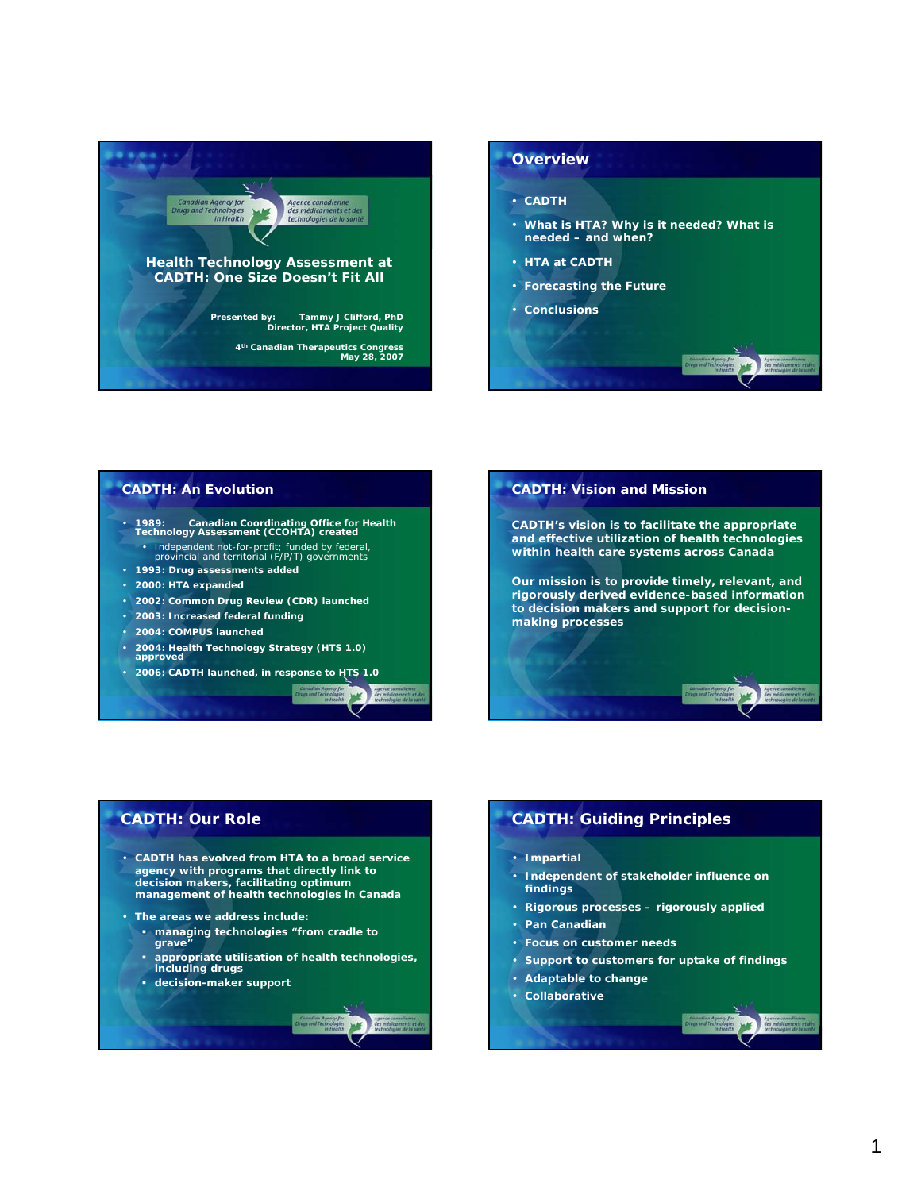# Health Technology Assessment at CADTH: One Size Doesn't Fit All

Canadian Agency for Drugs and Technologies in Health
Agence canadienne des médicaments et des technologies de la santé

Presented by: Tammy J Clifford, PhD
Director, HTA Project Quality

4th Canadian Therapeutics Congress
May 28, 2007

## Overview

- CADTH
- What is HTA? Why is it needed? What is needed – and when?
- HTA at CADTH
- Forecasting the Future
- Conclusions

## CADTH: An Evolution

- 1989: Canadian Coordinating Office for Health Technology Assessment (CCOHTA) created
  - Independent not-for-profit; funded by federal, provincial and territorial (F/P/T) governments
- 1993: Drug assessments added
- 2000: HTA expanded
- 2002: Common Drug Review (CDR) launched
- 2003: Increased federal funding
- 2004: COMPUS launched
- 2004: Health Technology Strategy (HTS 1.0) approved
- 2006: CADTH launched, in response to HTS 1.0

## CADTH: Vision and Mission

CADTH's vision is to facilitate the appropriate and effective utilization of health technologies within health care systems across Canada

Our mission is to provide timely, relevant, and rigorously derived evidence-based information to decision makers and support for decision-making processes

## CADTH: Our Role

- CADTH has evolved from HTA to a broad service agency with programs that directly link to decision makers, facilitating optimum management of health technologies in Canada
- The areas we address include:
  - managing technologies "from cradle to grave"
  - appropriate utilisation of health technologies, including drugs
  - decision-maker support

## CADTH: Guiding Principles

- Impartial
- Independent of stakeholder influence on findings
- Rigorous processes – rigorously applied
- Pan Canadian
- Focus on customer needs
- Support to customers for uptake of findings
- Adaptable to change
- Collaborative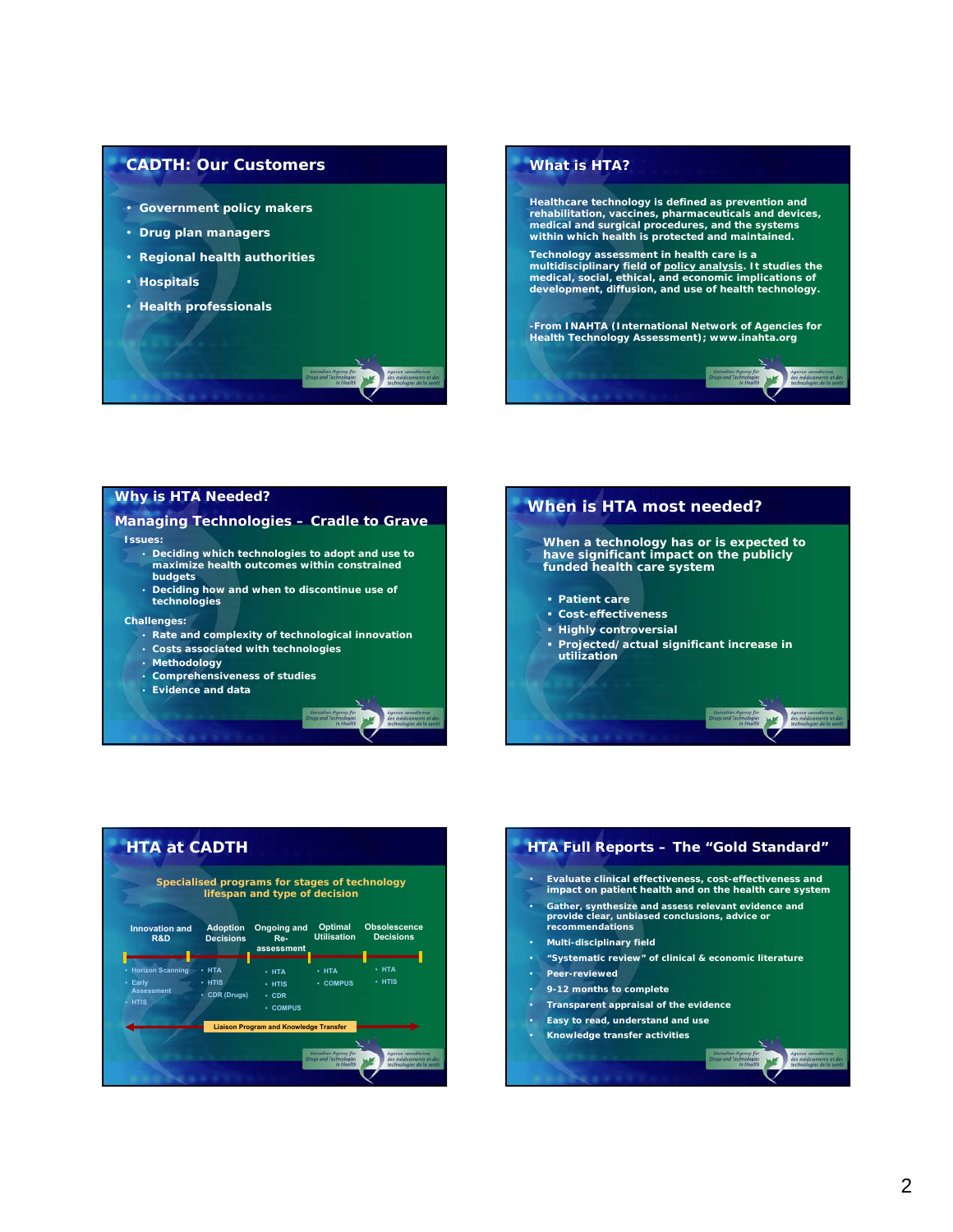## CADTH: Our Customers

- Government policy makers
- Drug plan managers
- Regional health authorities
- Hospitals
- Health professionals

## What is HTA?

Healthcare technology is defined as prevention and rehabilitation, vaccines, pharmaceuticals and devices, medical and surgical procedures, and the systems within which health is protected and maintained.

Technology assessment in health care is a multidisciplinary field of policy analysis. It studies the medical, social, ethical, and economic implications of development, diffusion, and use of health technology.

-From INAHTA (International Network of Agencies for Health Technology Assessment); www.inahta.org

## Why is HTA Needed?

### Managing Technologies – Cradle to Grave

Issues:

- Deciding which technologies to adopt and use to maximize health outcomes within constrained budgets
- Deciding how and when to discontinue use of technologies

Challenges:

- Rate and complexity of technological innovation
- Costs associated with technologies
- Methodology
- Comprehensiveness of studies
- Evidence and data

## When is HTA most needed?

When a technology has or is expected to have significant impact on the publicly funded health care system

- Patient care
- Cost-effectiveness
- Highly controversial
- Projected/actual significant increase in utilization

## HTA at CADTH

Specialised programs for stages of technology lifespan and type of decision

| Innovation and R&D | Adoption Decisions | Ongoing and Re-assessment | Optimal Utilisation | Obsolescence Decisions |
|---|---|---|---|---|
| Horizon Scanning<br>Early Assessment<br>HTIS | HTA<br>HTIS<br>CDR (Drugs) | HTA<br>HTIS<br>CDR<br>COMPUS | HTA<br>COMPUS | HTA<br>HTIS |

Liaison Program and Knowledge Transfer

## HTA Full Reports – The "Gold Standard"

- Evaluate clinical effectiveness, cost-effectiveness and impact on patient health and on the health care system
- Gather, synthesize and assess relevant evidence and provide clear, unbiased conclusions, advice or recommendations
- Multi-disciplinary field
- "Systematic review" of clinical & economic literature
- Peer-reviewed
- 9-12 months to complete
- Transparent appraisal of the evidence
- Easy to read, understand and use
- Knowledge transfer activities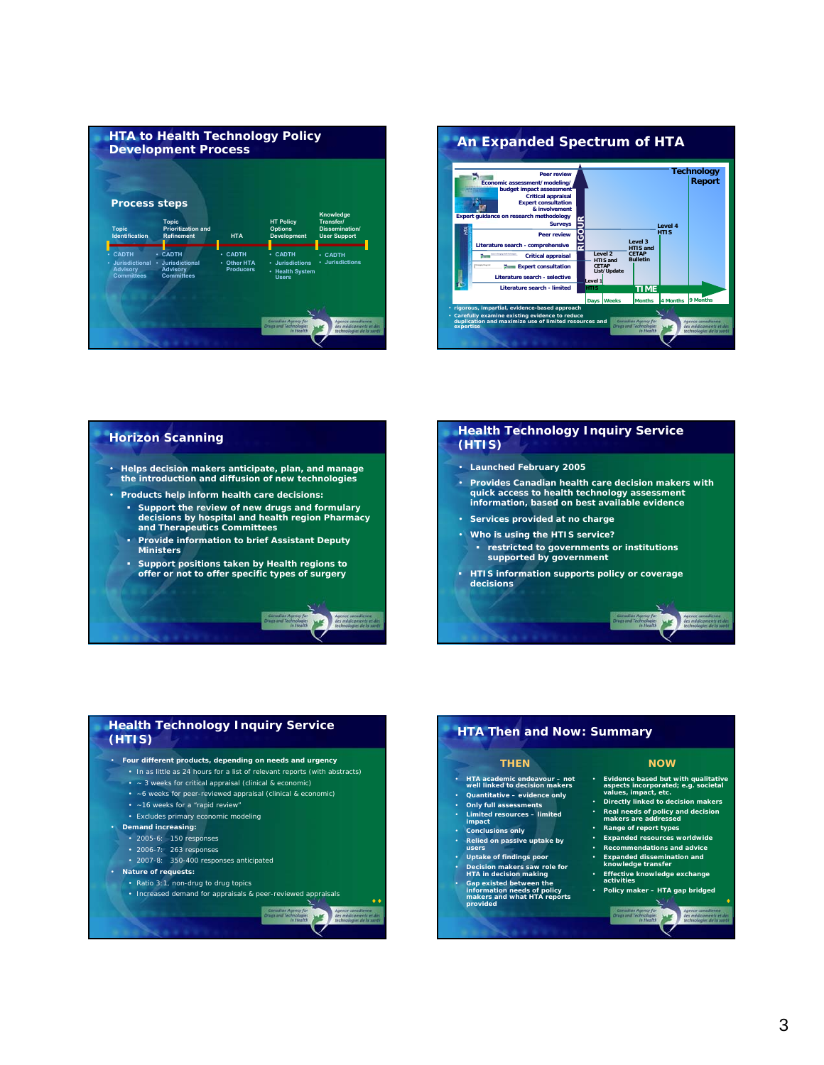## HTA to Health Technology Policy Development Process

**Process steps**

| Topic Identification | Topic Prioritization and Refinement | HTA | HT Policy Options Development | Knowledge Transfer/ Dissemination/ User Support |
|---|---|---|---|---|
| • CADTH<br>• Jurisdictional Advisory Committees | • CADTH<br>• Jurisdictional Advisory Committees | • CADTH<br>• Other HTA Producers | • CADTH<br>• Jurisdictions<br>• Health System Users | • CADTH<br>• Jurisdictions |

## An Expanded Spectrum of HTA

- Peer review
- Economic assessment/ modeling/ budget impact assessment
- Critical appraisal
- Expert consultation & involvement
- Expert guidance on research methodology
- Surveys
- Peer review
- Literature search - comprehensive
- Critical appraisal
- Expert consultation
- Literature search - selective
- Literature search - limited

RIGOUR — Technology Report; Level 4 HTIS; Level 3 HTIS and CETAP Bulletin; Level 2 HTIS and CETAP List/ Update; Level 1 HTIS

TIME: Days | Weeks | Months | 4 Months | 9 Months

- rigorous, impartial, evidence-based approach
- Carefully examine existing evidence to reduce duplication and maximize use of limited resources and expertise

## Horizon Scanning

- Helps decision makers anticipate, plan, and manage the introduction and diffusion of new technologies
- Products help inform health care decisions:
  - Support the review of new drugs and formulary decisions by hospital and health region Pharmacy and Therapeutics Committees
  - Provide information to brief Assistant Deputy Ministers
  - Support positions taken by Health regions to offer or not to offer specific types of surgery

## Health Technology Inquiry Service (HTIS)

- Launched February 2005
- Provides Canadian health care decision makers with quick access to health technology assessment information, based on best available evidence
- Services provided at no charge
- Who is using the HTIS service?
  - restricted to governments or institutions supported by government
- HTIS information supports policy or coverage decisions

## Health Technology Inquiry Service (HTIS)

- Four different products, depending on needs and urgency
  - In as little as 24 hours for a list of relevant reports (with abstracts)
  - ~ 3 weeks for critical appraisal (clinical & economic)
  - ~6 weeks for peer-reviewed appraisal (clinical & economic)
  - ~16 weeks for a "rapid review"
  - Excludes primary economic modeling
- Demand increasing:
  - 2005-6: 150 responses
  - 2006-7: 263 responses
  - 2007-8: 350-400 responses anticipated
- Nature of requests:
  - Ratio 3:1, non-drug to drug topics
  - Increased demand for appraisals & peer-reviewed appraisals

## HTA Then and Now: Summary

**THEN**

- HTA academic endeavour – not well linked to decision makers
- Quantitative – evidence only
- Only full assessments
- Limited resources – limited impact
- Conclusions only
- Relied on passive uptake by users
- Uptake of findings poor
- Decision makers saw role for HTA in decision making
- Gap existed between the information needs of policy makers and what HTA reports provided

**NOW**

- Evidence based but with qualitative aspects incorporated; e.g. societal values, impact, etc.
- Directly linked to decision makers
- Real needs of policy and decision makers are addressed
- Range of report types
- Expanded resources worldwide
- Recommendations and advice
- Expanded dissemination and knowledge transfer
- Effective knowledge exchange activities
- Policy maker – HTA gap bridged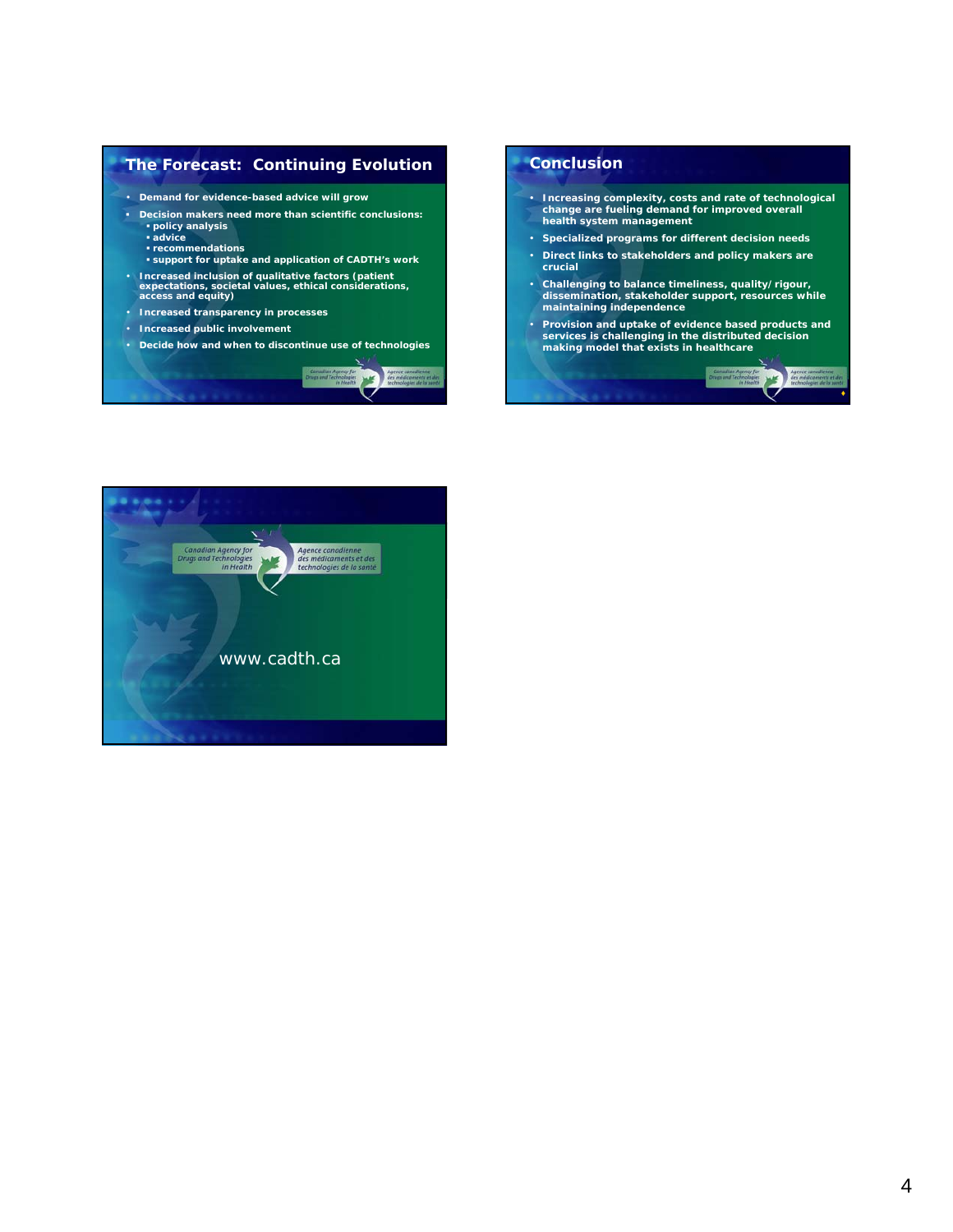## The Forecast: Continuing Evolution

- Demand for evidence-based advice will grow
- Decision makers need more than scientific conclusions:
  - policy analysis
  - advice
  - recommendations
  - support for uptake and application of CADTH's work
- Increased inclusion of qualitative factors (patient expectations, societal values, ethical considerations, access and equity)
- Increased transparency in processes
- Increased public involvement
- Decide how and when to discontinue use of technologies

Canadian Agency for Drugs and Technologies in Health | Agence canadienne des médicaments et des technologies de la santé

## Conclusion

- Increasing complexity, costs and rate of technological change are fueling demand for improved overall health system management
- Specialized programs for different decision needs
- Direct links to stakeholders and policy makers are crucial
- Challenging to balance timeliness, quality/ rigour, dissemination, stakeholder support, resources while maintaining independence
- Provision and uptake of evidence based products and services is challenging in the distributed decision making model that exists in healthcare

Canadian Agency for Drugs and Technologies in Health | Agence canadienne des médicaments et des technologies de la santé

---

Canadian Agency for Drugs and Technologies in Health | Agence canadienne des médicaments et des technologies de la santé

www.cadth.ca